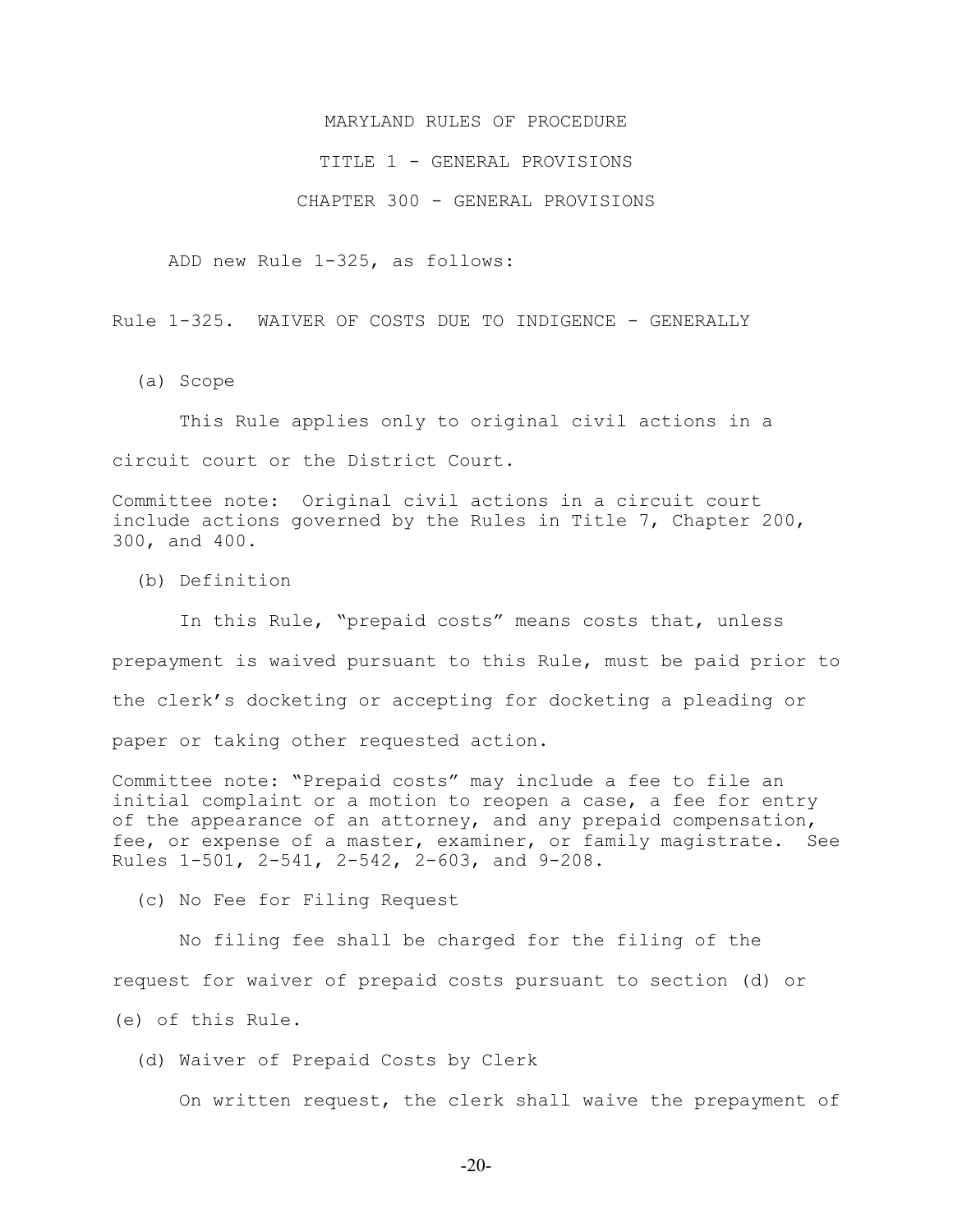MARYLAND RULES OF PROCEDURE

TITLE 1 - GENERAL PROVISIONS

CHAPTER 300 - GENERAL PROVISIONS

ADD new Rule 1-325, as follows:

Rule 1-325. WAIVER OF COSTS DUE TO INDIGENCE - GENERALLY

(a) Scope

This Rule applies only to original civil actions in a circuit court or the District Court.

Committee note: Original civil actions in a circuit court include actions governed by the Rules in Title 7, Chapter 200, 300, and 400.

(b) Definition

In this Rule, "prepaid costs" means costs that, unless prepayment is waived pursuant to this Rule, must be paid prior to the clerk's docketing or accepting for docketing a pleading or paper or taking other requested action.

Committee note: "Prepaid costs" may include a fee to file an initial complaint or a motion to reopen a case, a fee for entry of the appearance of an attorney, and any prepaid compensation, fee, or expense of a master, examiner, or family magistrate. See Rules 1-501, 2-541, 2-542, 2-603, and 9-208.

(c) No Fee for Filing Request

No filing fee shall be charged for the filing of the request for waiver of prepaid costs pursuant to section (d) or (e) of this Rule.

(d) Waiver of Prepaid Costs by Clerk

On written request, the clerk shall waive the prepayment of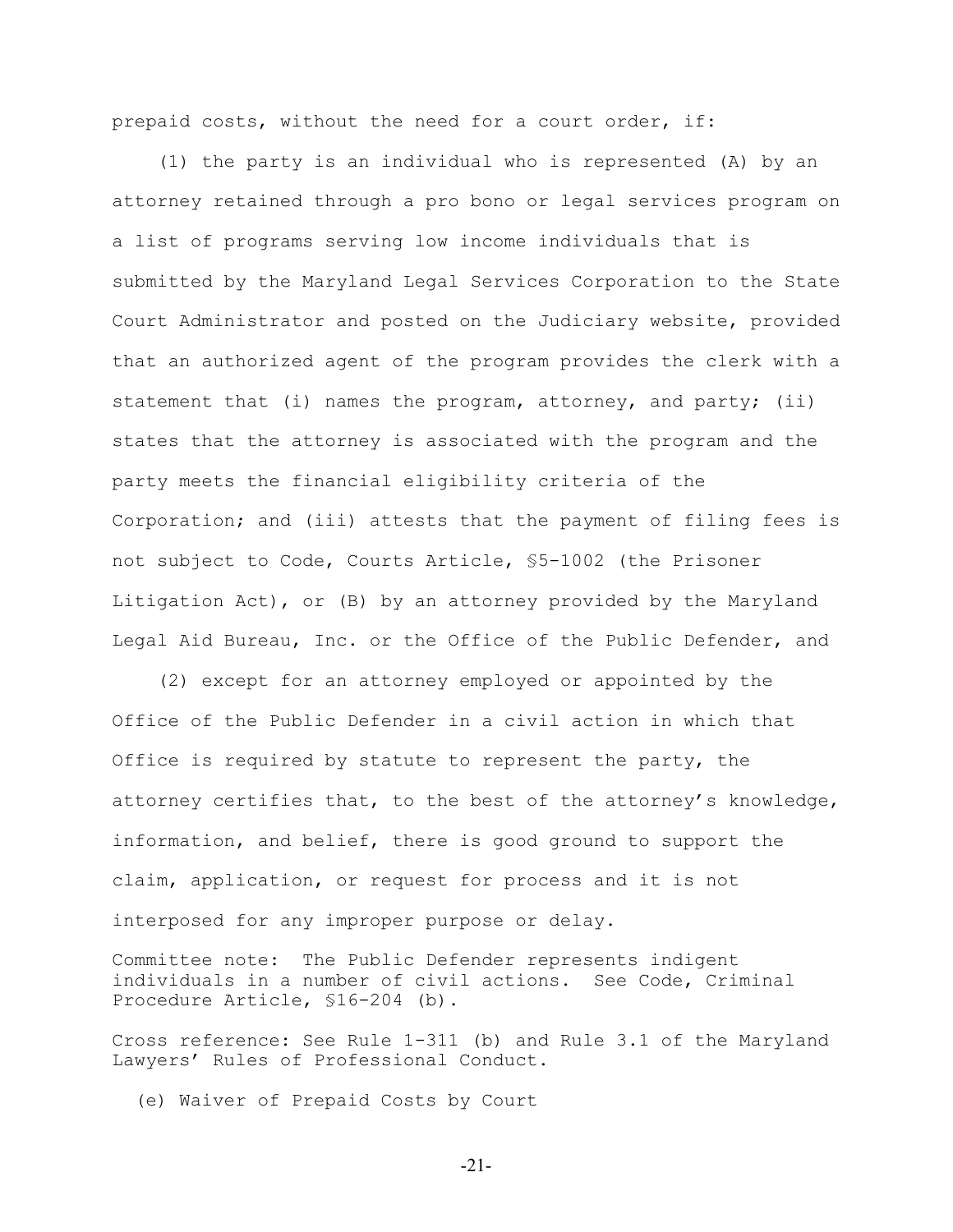prepaid costs, without the need for a court order, if:

(1) the party is an individual who is represented (A) by an attorney retained through a pro bono or legal services program on a list of programs serving low income individuals that is submitted by the Maryland Legal Services Corporation to the State Court Administrator and posted on the Judiciary website, provided that an authorized agent of the program provides the clerk with a statement that (i) names the program, attorney, and party; (ii) states that the attorney is associated with the program and the party meets the financial eligibility criteria of the Corporation; and (iii) attests that the payment of filing fees is not subject to Code, Courts Article, §5-1002 (the Prisoner Litigation Act), or (B) by an attorney provided by the Maryland Legal Aid Bureau, Inc. or the Office of the Public Defender, and

(2) except for an attorney employed or appointed by the Office of the Public Defender in a civil action in which that Office is required by statute to represent the party, the attorney certifies that, to the best of the attorney's knowledge, information, and belief, there is good ground to support the claim, application, or request for process and it is not interposed for any improper purpose or delay.

Committee note: The Public Defender represents indigent individuals in a number of civil actions. See Code, Criminal Procedure Article, §16-204 (b).

Cross reference: See Rule 1-311 (b) and Rule 3.1 of the Maryland Lawyers' Rules of Professional Conduct.

(e) Waiver of Prepaid Costs by Court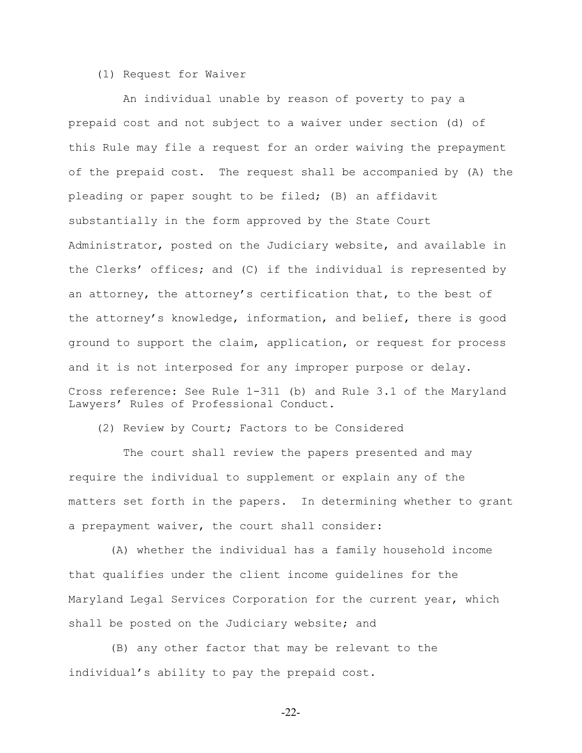(1) Request for Waiver

An individual unable by reason of poverty to pay a prepaid cost and not subject to a waiver under section (d) of this Rule may file a request for an order waiving the prepayment of the prepaid cost. The request shall be accompanied by (A) the pleading or paper sought to be filed; (B) an affidavit substantially in the form approved by the State Court Administrator, posted on the Judiciary website, and available in the Clerks' offices; and (C) if the individual is represented by an attorney, the attorney's certification that, to the best of the attorney's knowledge, information, and belief, there is good ground to support the claim, application, or request for process and it is not interposed for any improper purpose or delay.

Cross reference: See Rule 1-311 (b) and Rule 3.1 of the Maryland Lawyers' Rules of Professional Conduct.

(2) Review by Court; Factors to be Considered

The court shall review the papers presented and may require the individual to supplement or explain any of the matters set forth in the papers. In determining whether to grant a prepayment waiver, the court shall consider:

(A) whether the individual has a family household income that qualifies under the client income guidelines for the Maryland Legal Services Corporation for the current year, which shall be posted on the Judiciary website; and

(B) any other factor that may be relevant to the individual's ability to pay the prepaid cost.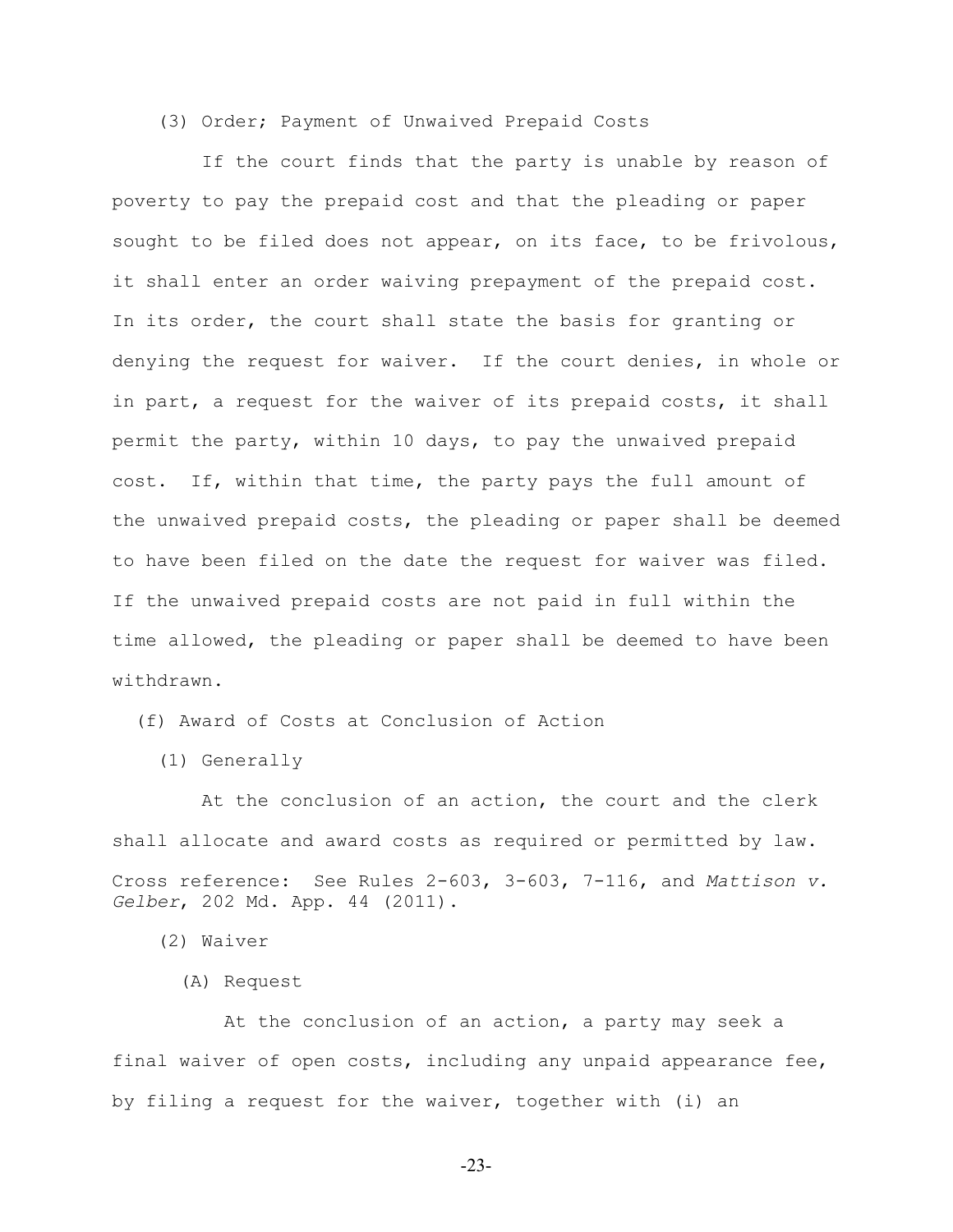(3) Order; Payment of Unwaived Prepaid Costs

If the court finds that the party is unable by reason of poverty to pay the prepaid cost and that the pleading or paper sought to be filed does not appear, on its face, to be frivolous, it shall enter an order waiving prepayment of the prepaid cost. In its order, the court shall state the basis for granting or denying the request for waiver. If the court denies, in whole or in part, a request for the waiver of its prepaid costs, it shall permit the party, within 10 days, to pay the unwaived prepaid cost. If, within that time, the party pays the full amount of the unwaived prepaid costs, the pleading or paper shall be deemed to have been filed on the date the request for waiver was filed. If the unwaived prepaid costs are not paid in full within the time allowed, the pleading or paper shall be deemed to have been withdrawn.

(f) Award of Costs at Conclusion of Action

(1) Generally

At the conclusion of an action, the court and the clerk shall allocate and award costs as required or permitted by law.

Cross reference: See Rules 2-603, 3-603, 7-116, and *Mattison v. Gelber*, 202 Md. App. 44 (2011).

(2) Waiver

(A) Request

At the conclusion of an action, a party may seek a final waiver of open costs, including any unpaid appearance fee, by filing a request for the waiver, together with (i) an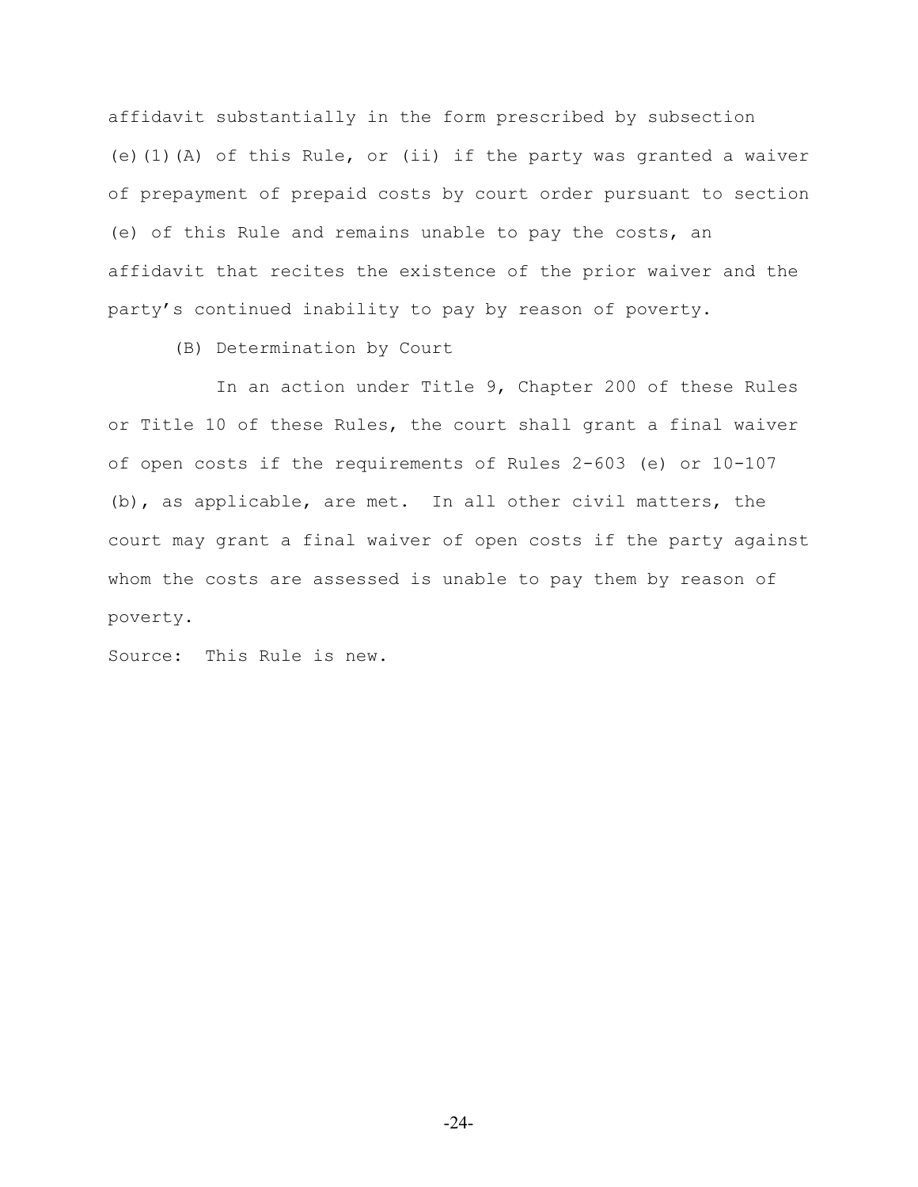affidavit substantially in the form prescribed by subsection (e)(1)(A) of this Rule, or (ii) if the party was granted a waiver of prepayment of prepaid costs by court order pursuant to section (e) of this Rule and remains unable to pay the costs, an affidavit that recites the existence of the prior waiver and the party's continued inability to pay by reason of poverty.

(B) Determination by Court

In an action under Title 9, Chapter 200 of these Rules or Title 10 of these Rules, the court shall grant a final waiver of open costs if the requirements of Rules 2-603 (e) or 10-107 (b), as applicable, are met. In all other civil matters, the court may grant a final waiver of open costs if the party against whom the costs are assessed is unable to pay them by reason of poverty.

Source: This Rule is new.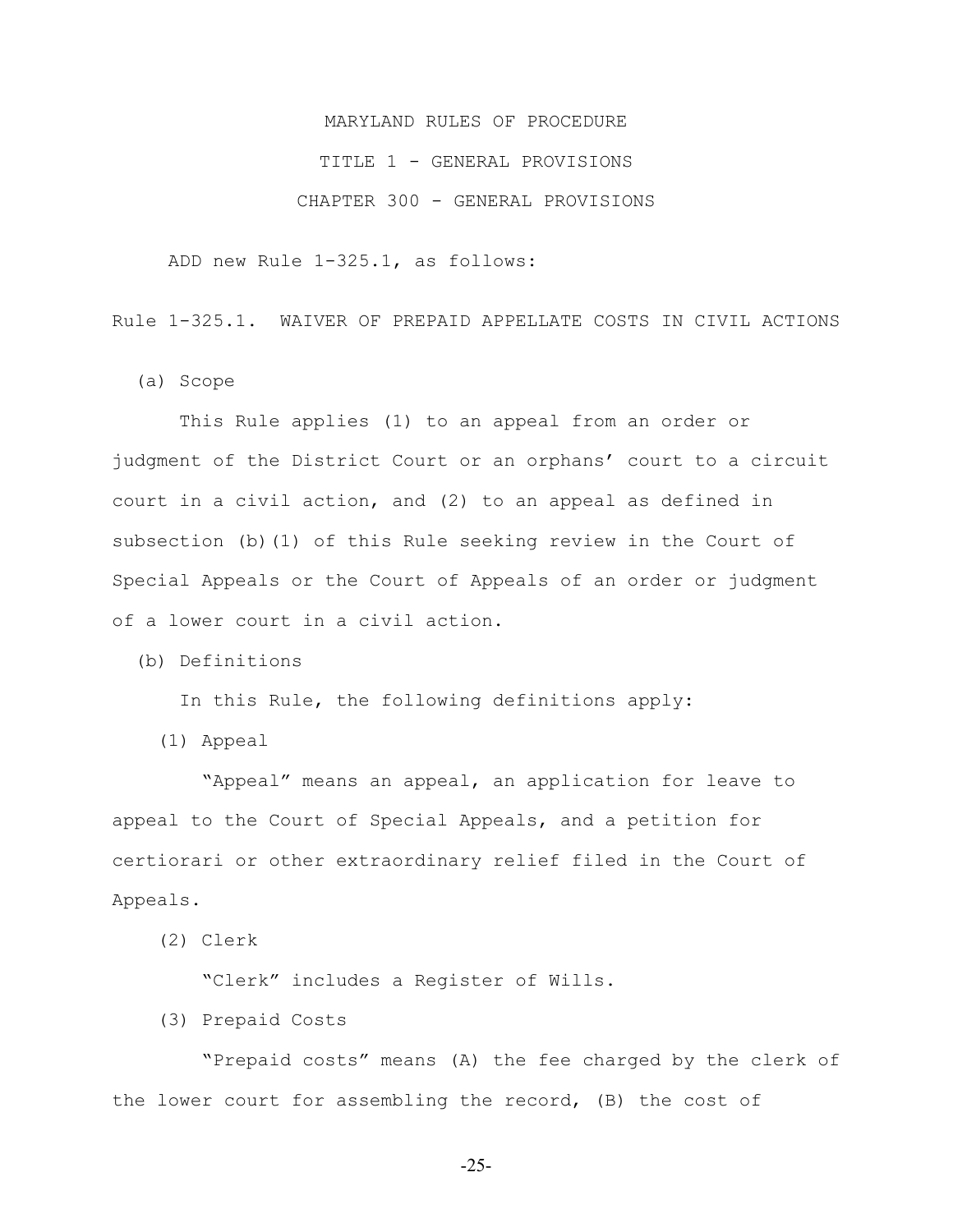MARYLAND RULES OF PROCEDURE

TITLE 1 - GENERAL PROVISIONS

CHAPTER 300 - GENERAL PROVISIONS

ADD new Rule 1-325.1, as follows:

Rule 1-325.1. WAIVER OF PREPAID APPELLATE COSTS IN CIVIL ACTIONS

(a) Scope

This Rule applies (1) to an appeal from an order or judgment of the District Court or an orphans' court to a circuit court in a civil action, and (2) to an appeal as defined in subsection (b)(1) of this Rule seeking review in the Court of Special Appeals or the Court of Appeals of an order or judgment of a lower court in a civil action.

(b) Definitions

In this Rule, the following definitions apply:

(1) Appeal

"Appeal" means an appeal, an application for leave to appeal to the Court of Special Appeals, and a petition for certiorari or other extraordinary relief filed in the Court of Appeals.

(2) Clerk

"Clerk" includes a Register of Wills.

(3) Prepaid Costs

"Prepaid costs" means (A) the fee charged by the clerk of the lower court for assembling the record, (B) the cost of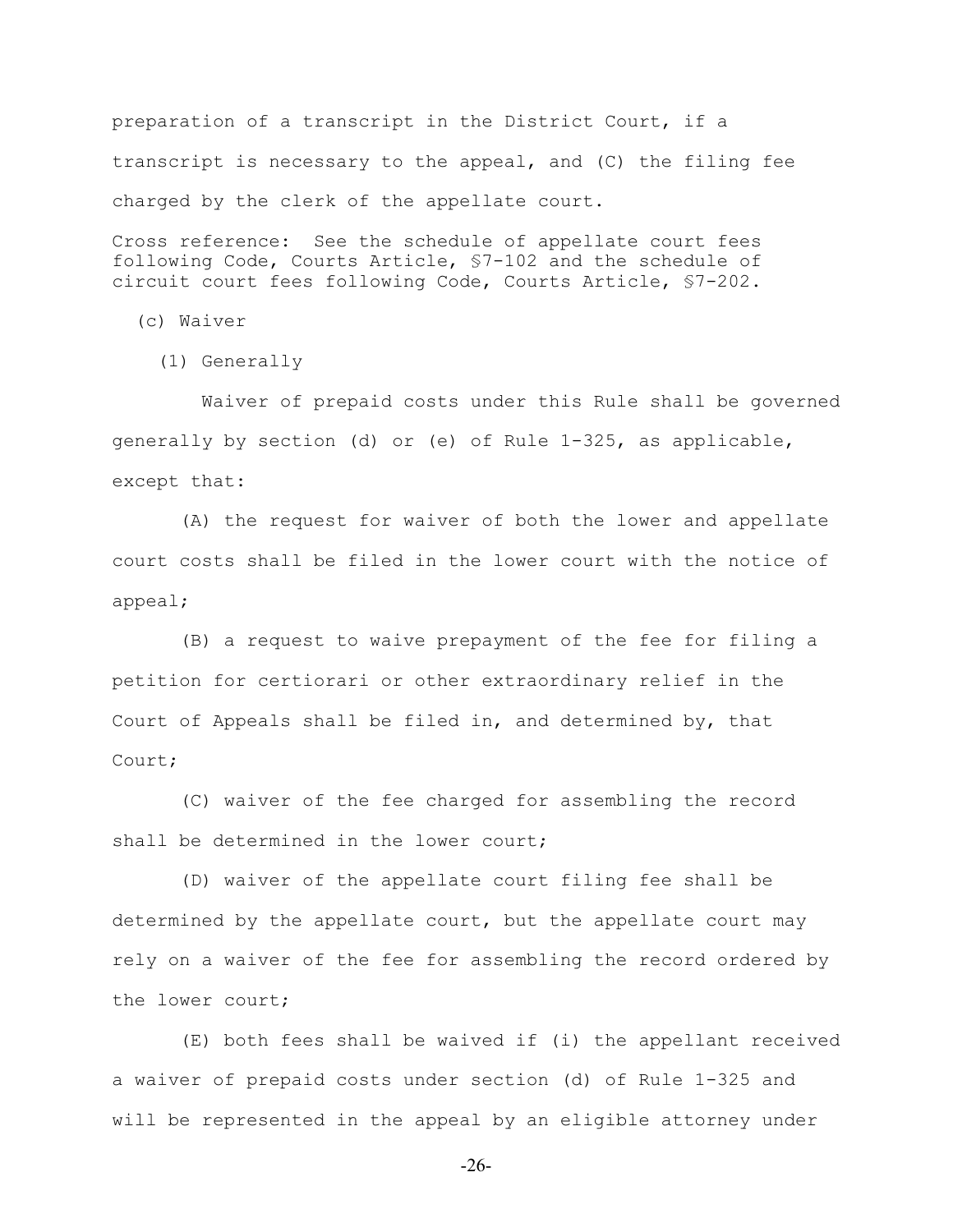preparation of a transcript in the District Court, if a transcript is necessary to the appeal, and (C) the filing fee charged by the clerk of the appellate court.

Cross reference: See the schedule of appellate court fees following Code, Courts Article, §7-102 and the schedule of circuit court fees following Code, Courts Article, §7-202.

(c) Waiver

(1) Generally

Waiver of prepaid costs under this Rule shall be governed generally by section (d) or (e) of Rule 1-325, as applicable, except that:

(A) the request for waiver of both the lower and appellate court costs shall be filed in the lower court with the notice of appeal;

(B) a request to waive prepayment of the fee for filing a petition for certiorari or other extraordinary relief in the Court of Appeals shall be filed in, and determined by, that Court;

(C) waiver of the fee charged for assembling the record shall be determined in the lower court;

(D) waiver of the appellate court filing fee shall be determined by the appellate court, but the appellate court may rely on a waiver of the fee for assembling the record ordered by the lower court;

(E) both fees shall be waived if (i) the appellant received a waiver of prepaid costs under section (d) of Rule 1-325 and will be represented in the appeal by an eligible attorney under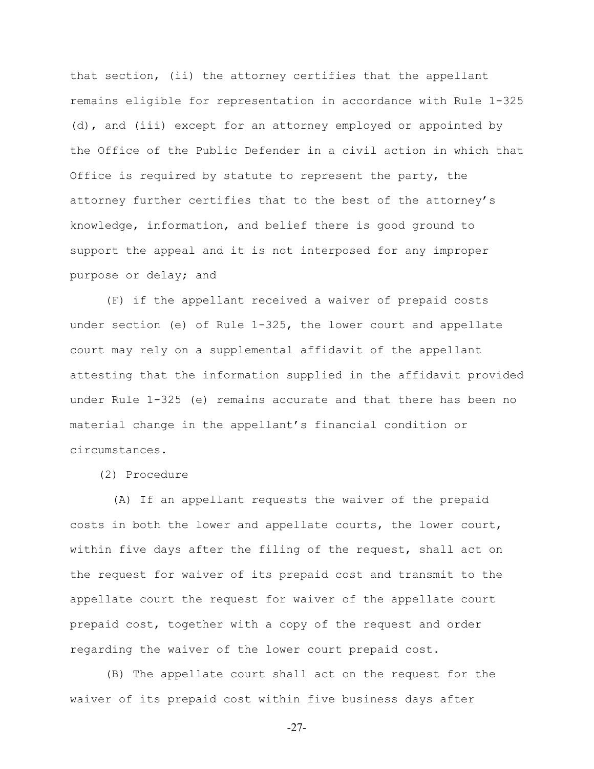that section, (ii) the attorney certifies that the appellant remains eligible for representation in accordance with Rule 1-325 (d), and (iii) except for an attorney employed or appointed by the Office of the Public Defender in a civil action in which that Office is required by statute to represent the party, the attorney further certifies that to the best of the attorney's knowledge, information, and belief there is good ground to support the appeal and it is not interposed for any improper purpose or delay; and

(F) if the appellant received a waiver of prepaid costs under section (e) of Rule 1-325, the lower court and appellate court may rely on a supplemental affidavit of the appellant attesting that the information supplied in the affidavit provided under Rule 1-325 (e) remains accurate and that there has been no material change in the appellant's financial condition or circumstances.

(2) Procedure

(A) If an appellant requests the waiver of the prepaid costs in both the lower and appellate courts, the lower court, within five days after the filing of the request, shall act on the request for waiver of its prepaid cost and transmit to the appellate court the request for waiver of the appellate court prepaid cost, together with a copy of the request and order regarding the waiver of the lower court prepaid cost.

(B) The appellate court shall act on the request for the waiver of its prepaid cost within five business days after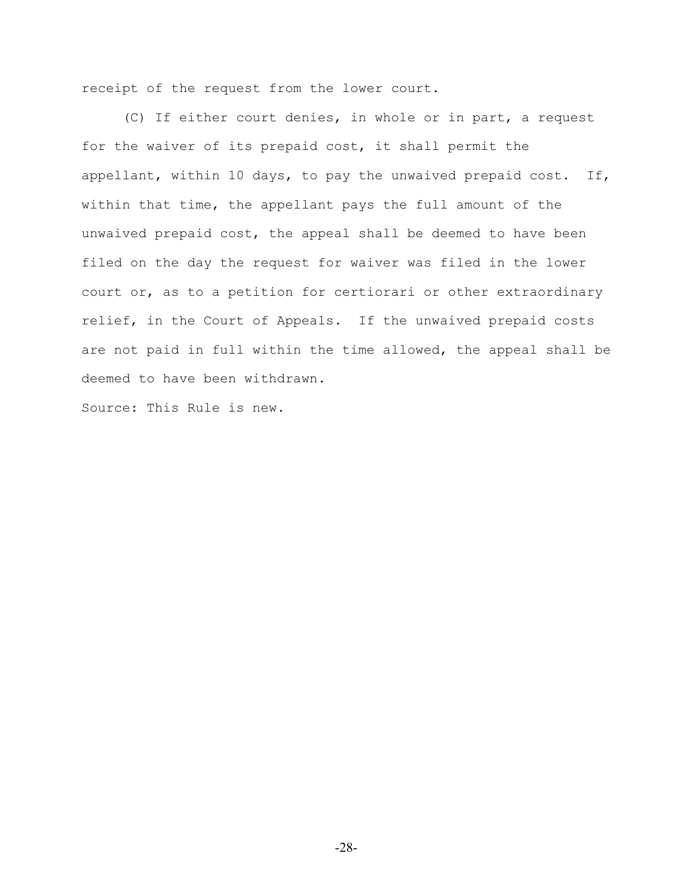receipt of the request from the lower court.

(C) If either court denies, in whole or in part, a request for the waiver of its prepaid cost, it shall permit the appellant, within 10 days, to pay the unwaived prepaid cost. If, within that time, the appellant pays the full amount of the unwaived prepaid cost, the appeal shall be deemed to have been filed on the day the request for waiver was filed in the lower court or, as to a petition for certiorari or other extraordinary relief, in the Court of Appeals. If the unwaived prepaid costs are not paid in full within the time allowed, the appeal shall be deemed to have been withdrawn.

Source: This Rule is new.